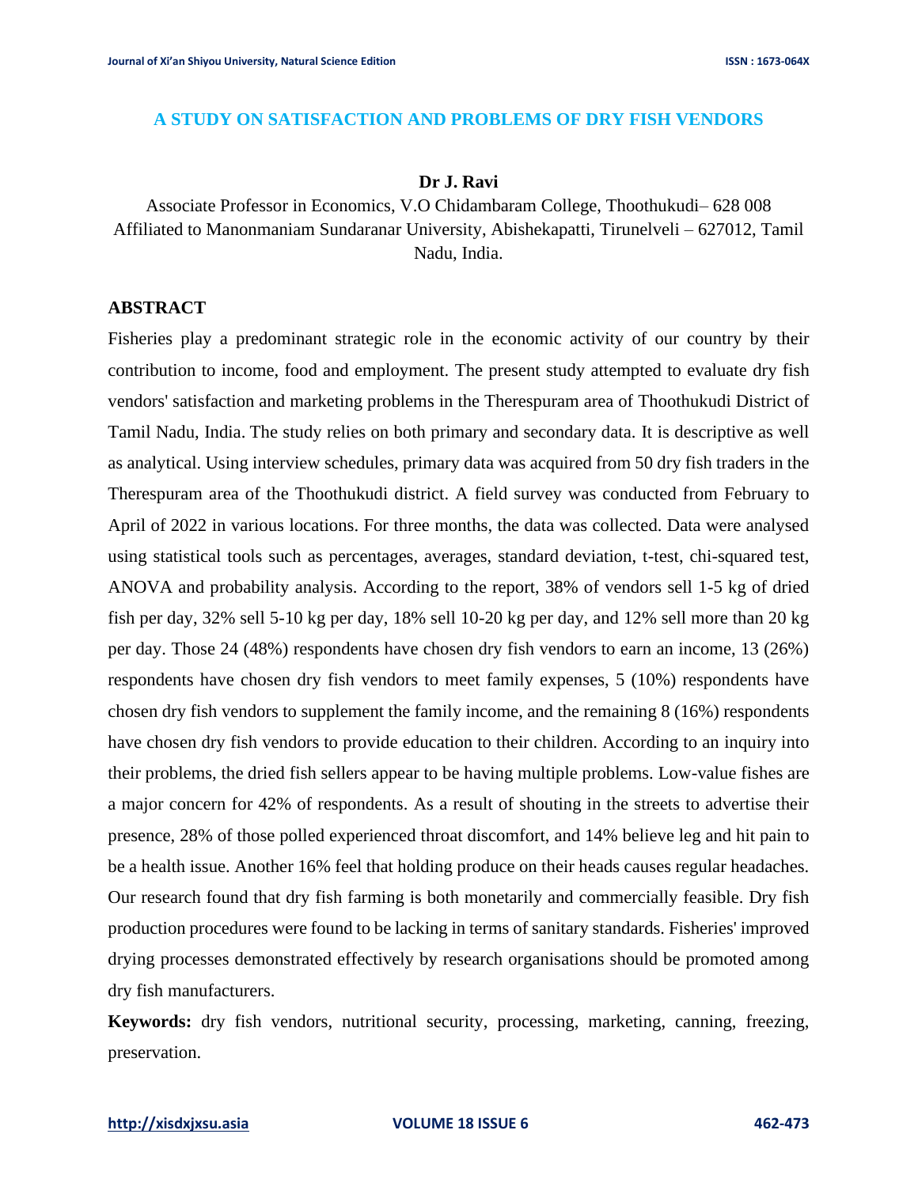# A STUDY ON SATISFACTION AND PROBLEMS OF DRY FISH VENDORS

**Dr J. Ravi**

Associate Professor in Economics, V.O Chidambaram College, Thoothukudi– 628 008
Affiliated to Manonmaniam Sundaranar University, Abishekapatti, Tirunelveli – 627012, Tamil Nadu, India.

## ABSTRACT

Fisheries play a predominant strategic role in the economic activity of our country by their contribution to income, food and employment. The present study attempted to evaluate dry fish vendors' satisfaction and marketing problems in the Therespuram area of Thoothukudi District of Tamil Nadu, India. The study relies on both primary and secondary data. It is descriptive as well as analytical. Using interview schedules, primary data was acquired from 50 dry fish traders in the Therespuram area of the Thoothukudi district. A field survey was conducted from February to April of 2022 in various locations. For three months, the data was collected. Data were analysed using statistical tools such as percentages, averages, standard deviation, t-test, chi-squared test, ANOVA and probability analysis. According to the report, 38% of vendors sell 1-5 kg of dried fish per day, 32% sell 5-10 kg per day, 18% sell 10-20 kg per day, and 12% sell more than 20 kg per day. Those 24 (48%) respondents have chosen dry fish vendors to earn an income, 13 (26%) respondents have chosen dry fish vendors to meet family expenses, 5 (10%) respondents have chosen dry fish vendors to supplement the family income, and the remaining 8 (16%) respondents have chosen dry fish vendors to provide education to their children. According to an inquiry into their problems, the dried fish sellers appear to be having multiple problems. Low-value fishes are a major concern for 42% of respondents. As a result of shouting in the streets to advertise their presence, 28% of those polled experienced throat discomfort, and 14% believe leg and hit pain to be a health issue. Another 16% feel that holding produce on their heads causes regular headaches. Our research found that dry fish farming is both monetarily and commercially feasible. Dry fish production procedures were found to be lacking in terms of sanitary standards. Fisheries' improved drying processes demonstrated effectively by research organisations should be promoted among dry fish manufacturers.

**Keywords:** dry fish vendors, nutritional security, processing, marketing, canning, freezing, preservation.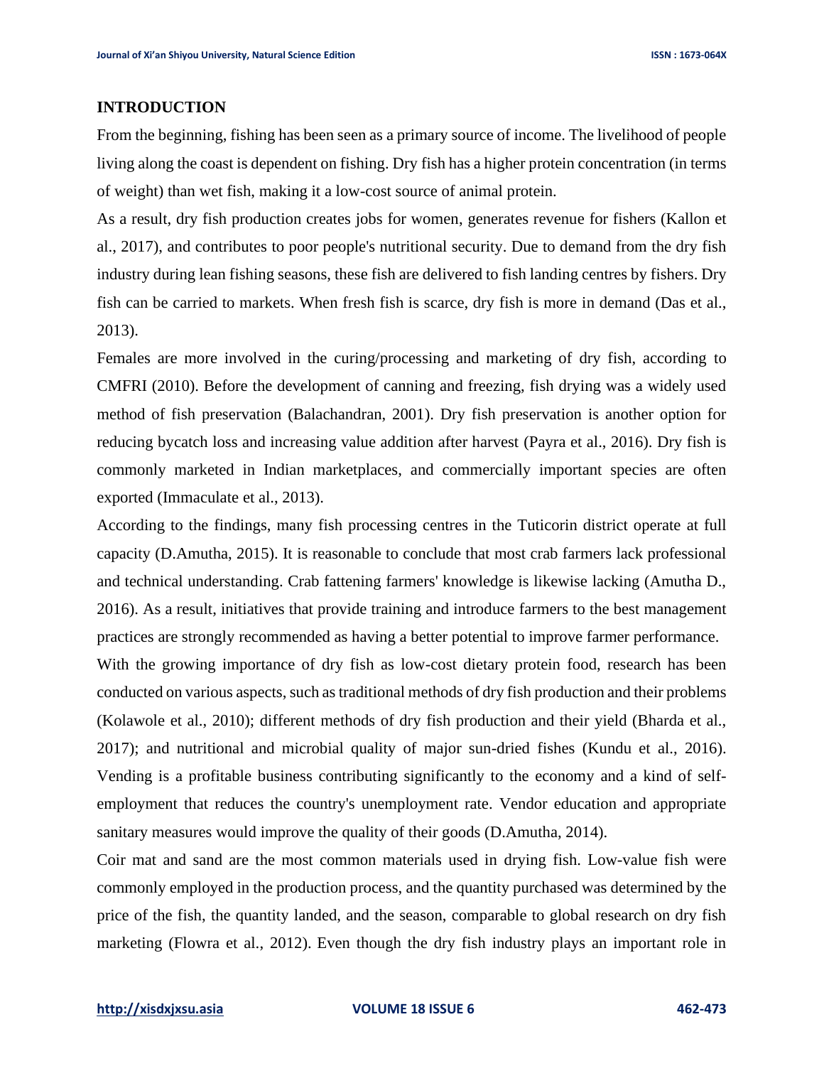## INTRODUCTION

From the beginning, fishing has been seen as a primary source of income. The livelihood of people living along the coast is dependent on fishing. Dry fish has a higher protein concentration (in terms of weight) than wet fish, making it a low-cost source of animal protein.

As a result, dry fish production creates jobs for women, generates revenue for fishers (Kallon et al., 2017), and contributes to poor people's nutritional security. Due to demand from the dry fish industry during lean fishing seasons, these fish are delivered to fish landing centres by fishers. Dry fish can be carried to markets. When fresh fish is scarce, dry fish is more in demand (Das et al., 2013).

Females are more involved in the curing/processing and marketing of dry fish, according to CMFRI (2010). Before the development of canning and freezing, fish drying was a widely used method of fish preservation (Balachandran, 2001). Dry fish preservation is another option for reducing bycatch loss and increasing value addition after harvest (Payra et al., 2016). Dry fish is commonly marketed in Indian marketplaces, and commercially important species are often exported (Immaculate et al., 2013).

According to the findings, many fish processing centres in the Tuticorin district operate at full capacity (D.Amutha, 2015). It is reasonable to conclude that most crab farmers lack professional and technical understanding. Crab fattening farmers' knowledge is likewise lacking (Amutha D., 2016). As a result, initiatives that provide training and introduce farmers to the best management practices are strongly recommended as having a better potential to improve farmer performance.

With the growing importance of dry fish as low-cost dietary protein food, research has been conducted on various aspects, such as traditional methods of dry fish production and their problems (Kolawole et al., 2010); different methods of dry fish production and their yield (Bharda et al., 2017); and nutritional and microbial quality of major sun-dried fishes (Kundu et al., 2016). Vending is a profitable business contributing significantly to the economy and a kind of self-employment that reduces the country's unemployment rate. Vendor education and appropriate sanitary measures would improve the quality of their goods (D.Amutha, 2014).

Coir mat and sand are the most common materials used in drying fish. Low-value fish were commonly employed in the production process, and the quantity purchased was determined by the price of the fish, the quantity landed, and the season, comparable to global research on dry fish marketing (Flowra et al., 2012). Even though the dry fish industry plays an important role in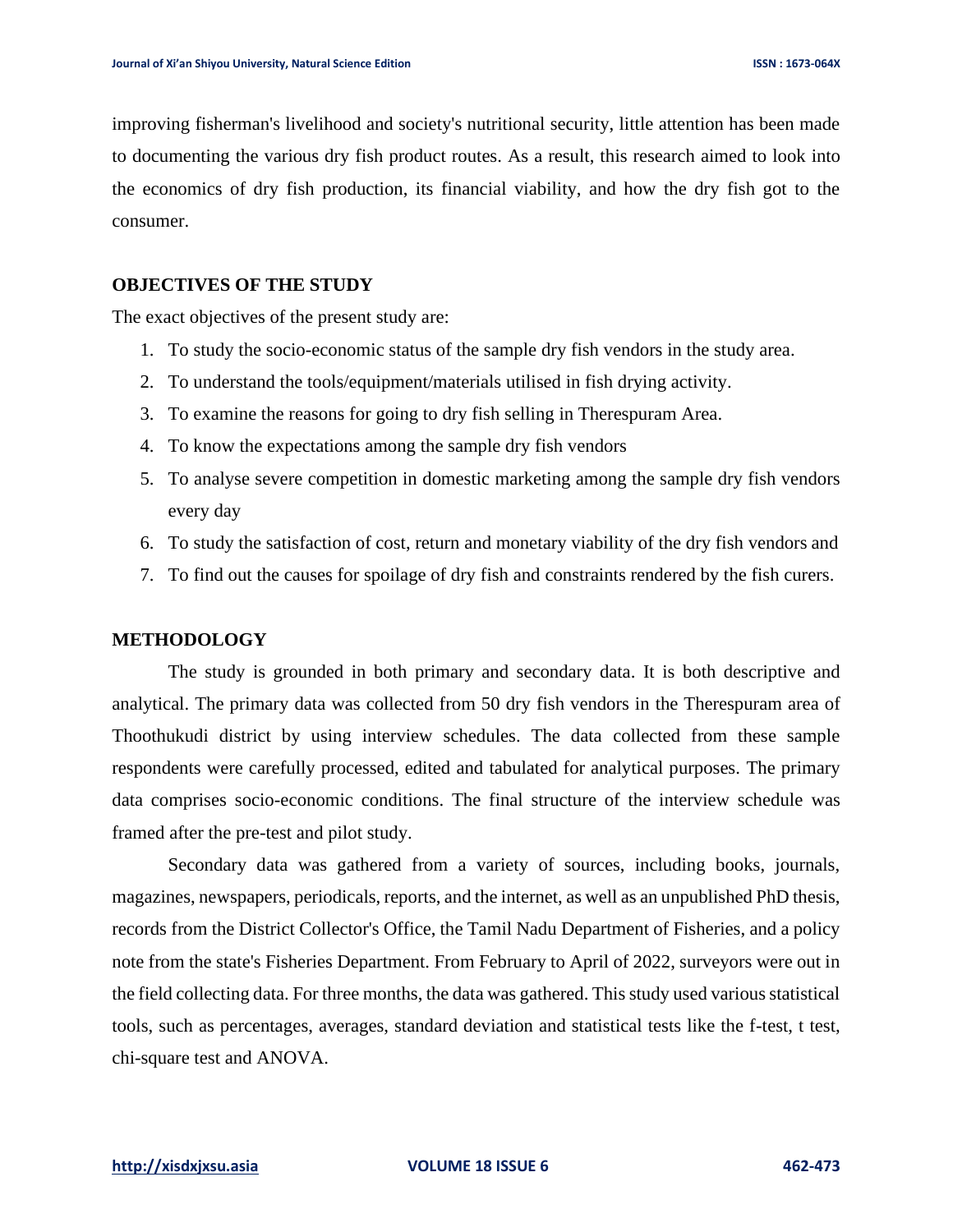improving fisherman's livelihood and society's nutritional security, little attention has been made to documenting the various dry fish product routes. As a result, this research aimed to look into the economics of dry fish production, its financial viability, and how the dry fish got to the consumer.

## OBJECTIVES OF THE STUDY

The exact objectives of the present study are:

1. To study the socio-economic status of the sample dry fish vendors in the study area.
2. To understand the tools/equipment/materials utilised in fish drying activity.
3. To examine the reasons for going to dry fish selling in Therespuram Area.
4. To know the expectations among the sample dry fish vendors
5. To analyse severe competition in domestic marketing among the sample dry fish vendors every day
6. To study the satisfaction of cost, return and monetary viability of the dry fish vendors and
7. To find out the causes for spoilage of dry fish and constraints rendered by the fish curers.

## METHODOLOGY

The study is grounded in both primary and secondary data. It is both descriptive and analytical. The primary data was collected from 50 dry fish vendors in the Therespuram area of Thoothukudi district by using interview schedules. The data collected from these sample respondents were carefully processed, edited and tabulated for analytical purposes. The primary data comprises socio-economic conditions. The final structure of the interview schedule was framed after the pre-test and pilot study.

Secondary data was gathered from a variety of sources, including books, journals, magazines, newspapers, periodicals, reports, and the internet, as well as an unpublished PhD thesis, records from the District Collector's Office, the Tamil Nadu Department of Fisheries, and a policy note from the state's Fisheries Department. From February to April of 2022, surveyors were out in the field collecting data. For three months, the data was gathered. This study used various statistical tools, such as percentages, averages, standard deviation and statistical tests like the f-test, t test, chi-square test and ANOVA.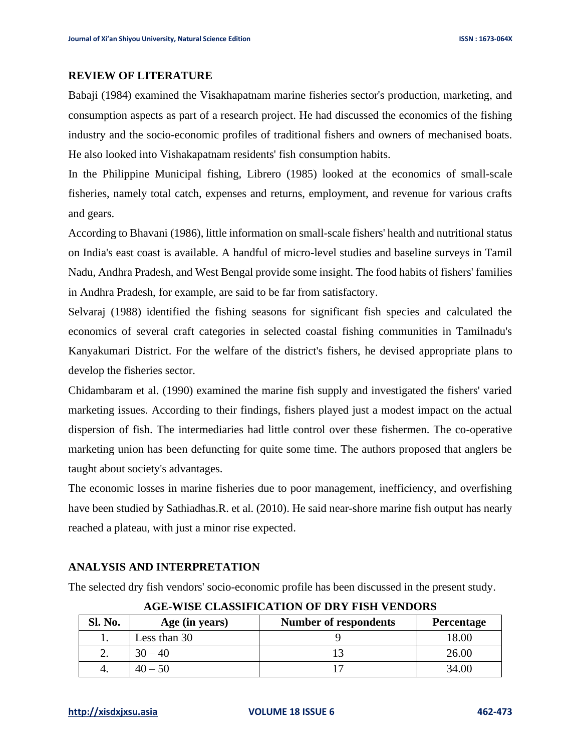## REVIEW OF LITERATURE

Babaji (1984) examined the Visakhapatnam marine fisheries sector's production, marketing, and consumption aspects as part of a research project. He had discussed the economics of the fishing industry and the socio-economic profiles of traditional fishers and owners of mechanised boats. He also looked into Vishakapatnam residents' fish consumption habits.

In the Philippine Municipal fishing, Librero (1985) looked at the economics of small-scale fisheries, namely total catch, expenses and returns, employment, and revenue for various crafts and gears.

According to Bhavani (1986), little information on small-scale fishers' health and nutritional status on India's east coast is available. A handful of micro-level studies and baseline surveys in Tamil Nadu, Andhra Pradesh, and West Bengal provide some insight. The food habits of fishers' families in Andhra Pradesh, for example, are said to be far from satisfactory.

Selvaraj (1988) identified the fishing seasons for significant fish species and calculated the economics of several craft categories in selected coastal fishing communities in Tamilnadu's Kanyakumari District. For the welfare of the district's fishers, he devised appropriate plans to develop the fisheries sector.

Chidambaram et al. (1990) examined the marine fish supply and investigated the fishers' varied marketing issues. According to their findings, fishers played just a modest impact on the actual dispersion of fish. The intermediaries had little control over these fishermen. The co-operative marketing union has been defuncting for quite some time. The authors proposed that anglers be taught about society's advantages.

The economic losses in marine fisheries due to poor management, inefficiency, and overfishing have been studied by Sathiadhas.R. et al. (2010). He said near-shore marine fish output has nearly reached a plateau, with just a minor rise expected.

## ANALYSIS AND INTERPRETATION

The selected dry fish vendors' socio-economic profile has been discussed in the present study.

**AGE-WISE CLASSIFICATION OF DRY FISH VENDORS**

| Sl. No. | Age (in years) | Number of respondents | Percentage |
|---|---|---|---|
| 1. | Less than 30 | 9 | 18.00 |
| 2. | 30 – 40 | 13 | 26.00 |
| 4. | 40 – 50 | 17 | 34.00 |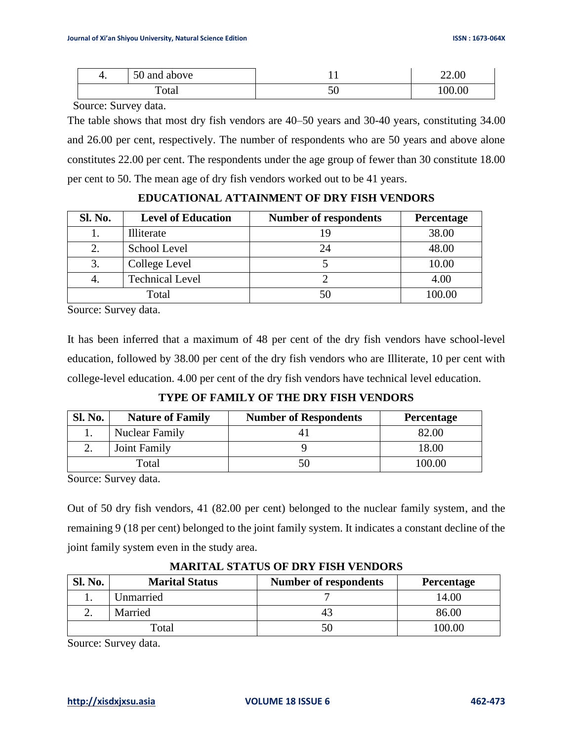| 4. | 50 and above | 11 | 22.00 |
|---|---|---|---|
| Total | | 50 | 100.00 |

Source: Survey data.

The table shows that most dry fish vendors are 40–50 years and 30-40 years, constituting 34.00 and 26.00 per cent, respectively. The number of respondents who are 50 years and above alone constitutes 22.00 per cent. The respondents under the age group of fewer than 30 constitute 18.00 per cent to 50. The mean age of dry fish vendors worked out to be 41 years.

**EDUCATIONAL ATTAINMENT OF DRY FISH VENDORS**

| Sl. No. | Level of Education | Number of respondents | Percentage |
|---|---|---|---|
| 1. | Illiterate | 19 | 38.00 |
| 2. | School Level | 24 | 48.00 |
| 3. | College Level | 5 | 10.00 |
| 4. | Technical Level | 2 | 4.00 |
| Total | | 50 | 100.00 |

Source: Survey data.

It has been inferred that a maximum of 48 per cent of the dry fish vendors have school-level education, followed by 38.00 per cent of the dry fish vendors who are Illiterate, 10 per cent with college-level education. 4.00 per cent of the dry fish vendors have technical level education.

**TYPE OF FAMILY OF THE DRY FISH VENDORS**

| Sl. No. | Nature of Family | Number of Respondents | Percentage |
|---|---|---|---|
| 1. | Nuclear Family | 41 | 82.00 |
| 2. | Joint Family | 9 | 18.00 |
| Total | | 50 | 100.00 |

Source: Survey data.

Out of 50 dry fish vendors, 41 (82.00 per cent) belonged to the nuclear family system, and the remaining 9 (18 per cent) belonged to the joint family system. It indicates a constant decline of the joint family system even in the study area.

**MARITAL STATUS OF DRY FISH VENDORS**

| Sl. No. | Marital Status | Number of respondents | Percentage |
|---|---|---|---|
| 1. | Unmarried | 7 | 14.00 |
| 2. | Married | 43 | 86.00 |
| Total | | 50 | 100.00 |

Source: Survey data.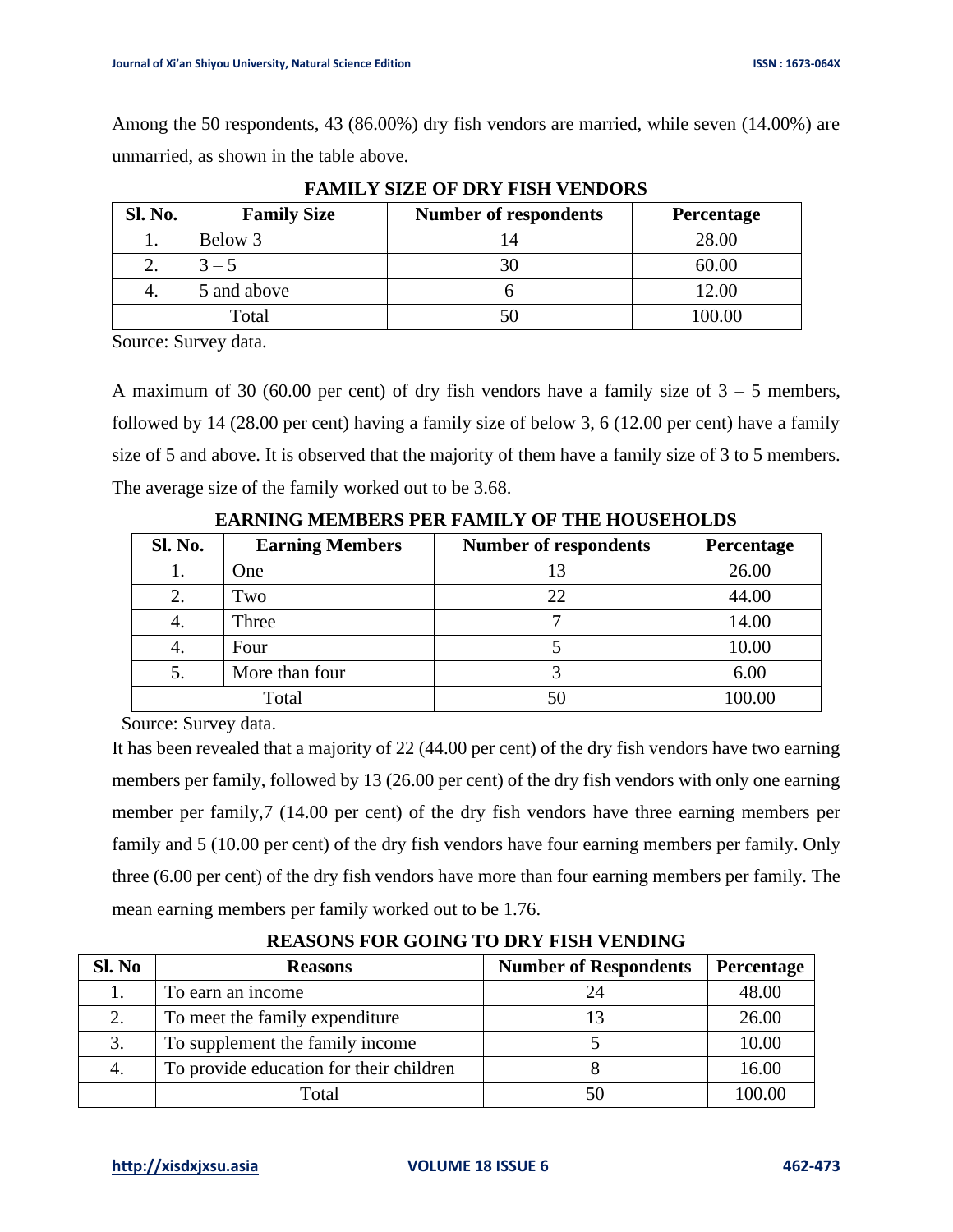Among the 50 respondents, 43 (86.00%) dry fish vendors are married, while seven (14.00%) are unmarried, as shown in the table above.

**FAMILY SIZE OF DRY FISH VENDORS**

| Sl. No. | Family Size | Number of respondents | Percentage |
|---|---|---|---|
| 1. | Below 3 | 14 | 28.00 |
| 2. | 3 – 5 | 30 | 60.00 |
| 4. | 5 and above | 6 | 12.00 |
| Total | | 50 | 100.00 |

Source: Survey data.

A maximum of 30 (60.00 per cent) of dry fish vendors have a family size of 3 – 5 members, followed by 14 (28.00 per cent) having a family size of below 3, 6 (12.00 per cent) have a family size of 5 and above. It is observed that the majority of them have a family size of 3 to 5 members. The average size of the family worked out to be 3.68.

**EARNING MEMBERS PER FAMILY OF THE HOUSEHOLDS**

| Sl. No. | Earning Members | Number of respondents | Percentage |
|---|---|---|---|
| 1. | One | 13 | 26.00 |
| 2. | Two | 22 | 44.00 |
| 4. | Three | 7 | 14.00 |
| 4. | Four | 5 | 10.00 |
| 5. | More than four | 3 | 6.00 |
| Total | | 50 | 100.00 |

Source: Survey data.

It has been revealed that a majority of 22 (44.00 per cent) of the dry fish vendors have two earning members per family, followed by 13 (26.00 per cent) of the dry fish vendors with only one earning member per family,7 (14.00 per cent) of the dry fish vendors have three earning members per family and 5 (10.00 per cent) of the dry fish vendors have four earning members per family. Only three (6.00 per cent) of the dry fish vendors have more than four earning members per family. The mean earning members per family worked out to be 1.76.

**REASONS FOR GOING TO DRY FISH VENDING**

| Sl. No | Reasons | Number of Respondents | Percentage |
|---|---|---|---|
| 1. | To earn an income | 24 | 48.00 |
| 2. | To meet the family expenditure | 13 | 26.00 |
| 3. | To supplement the family income | 5 | 10.00 |
| 4. | To provide education for their children | 8 | 16.00 |
| | Total | 50 | 100.00 |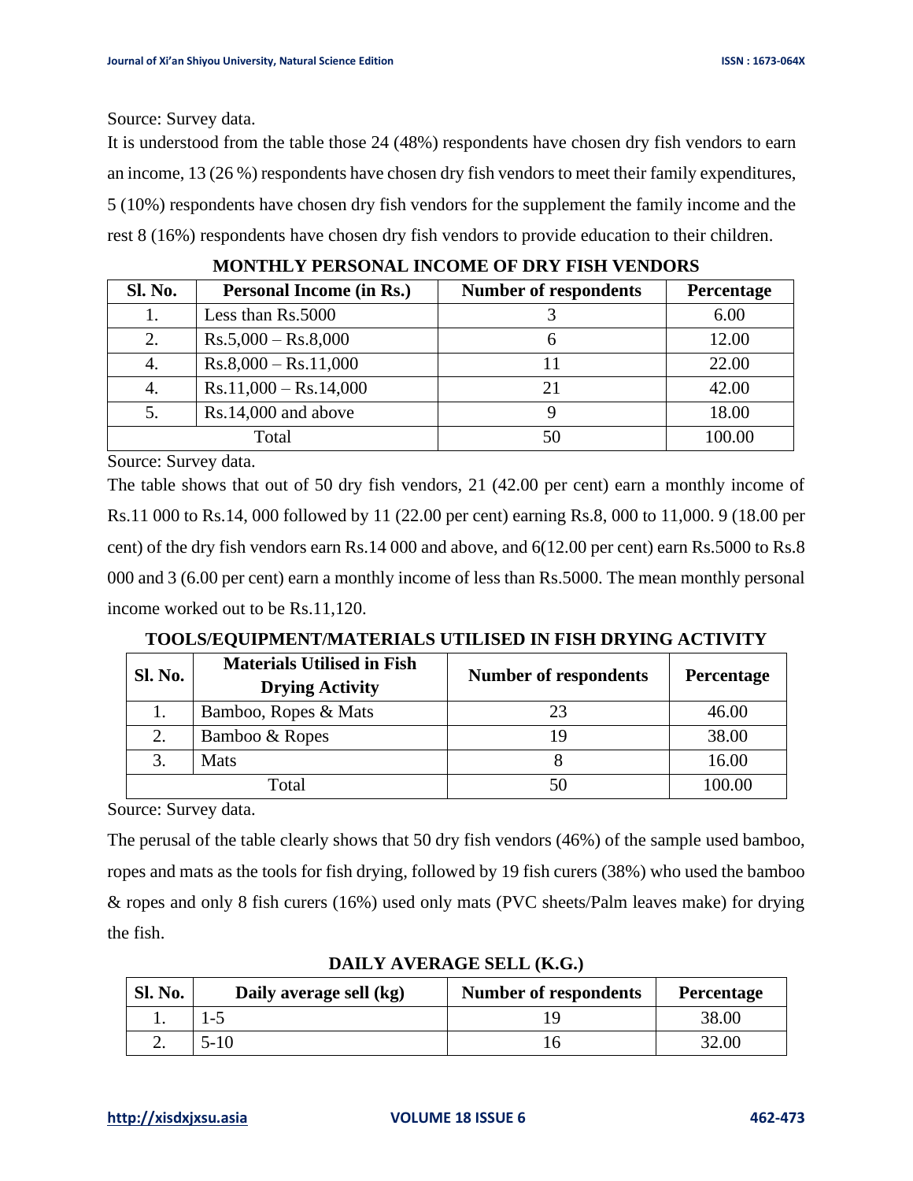Source: Survey data.

It is understood from the table those 24 (48%) respondents have chosen dry fish vendors to earn an income, 13 (26 %) respondents have chosen dry fish vendors to meet their family expenditures, 5 (10%) respondents have chosen dry fish vendors for the supplement the family income and the rest 8 (16%) respondents have chosen dry fish vendors to provide education to their children.

**MONTHLY PERSONAL INCOME OF DRY FISH VENDORS**

| Sl. No. | Personal Income (in Rs.) | Number of respondents | Percentage |
|---|---|---|---|
| 1. | Less than Rs.5000 | 3 | 6.00 |
| 2. | Rs.5,000 – Rs.8,000 | 6 | 12.00 |
| 4. | Rs.8,000 – Rs.11,000 | 11 | 22.00 |
| 4. | Rs.11,000 – Rs.14,000 | 21 | 42.00 |
| 5. | Rs.14,000 and above | 9 | 18.00 |
| Total | | 50 | 100.00 |

Source: Survey data.

The table shows that out of 50 dry fish vendors, 21 (42.00 per cent) earn a monthly income of Rs.11 000 to Rs.14, 000 followed by 11 (22.00 per cent) earning Rs.8, 000 to 11,000. 9 (18.00 per cent) of the dry fish vendors earn Rs.14 000 and above, and 6(12.00 per cent) earn Rs.5000 to Rs.8 000 and 3 (6.00 per cent) earn a monthly income of less than Rs.5000. The mean monthly personal income worked out to be Rs.11,120.

**TOOLS/EQUIPMENT/MATERIALS UTILISED IN FISH DRYING ACTIVITY**

| Sl. No. | Materials Utilised in Fish Drying Activity | Number of respondents | Percentage |
|---|---|---|---|
| 1. | Bamboo, Ropes & Mats | 23 | 46.00 |
| 2. | Bamboo & Ropes | 19 | 38.00 |
| 3. | Mats | 8 | 16.00 |
| Total | | 50 | 100.00 |

Source: Survey data.

The perusal of the table clearly shows that 50 dry fish vendors (46%) of the sample used bamboo, ropes and mats as the tools for fish drying, followed by 19 fish curers (38%) who used the bamboo & ropes and only 8 fish curers (16%) used only mats (PVC sheets/Palm leaves make) for drying the fish.

**DAILY AVERAGE SELL (K.G.)**

| Sl. No. | Daily average sell (kg) | Number of respondents | Percentage |
|---|---|---|---|
| 1. | 1-5 | 19 | 38.00 |
| 2. | 5-10 | 16 | 32.00 |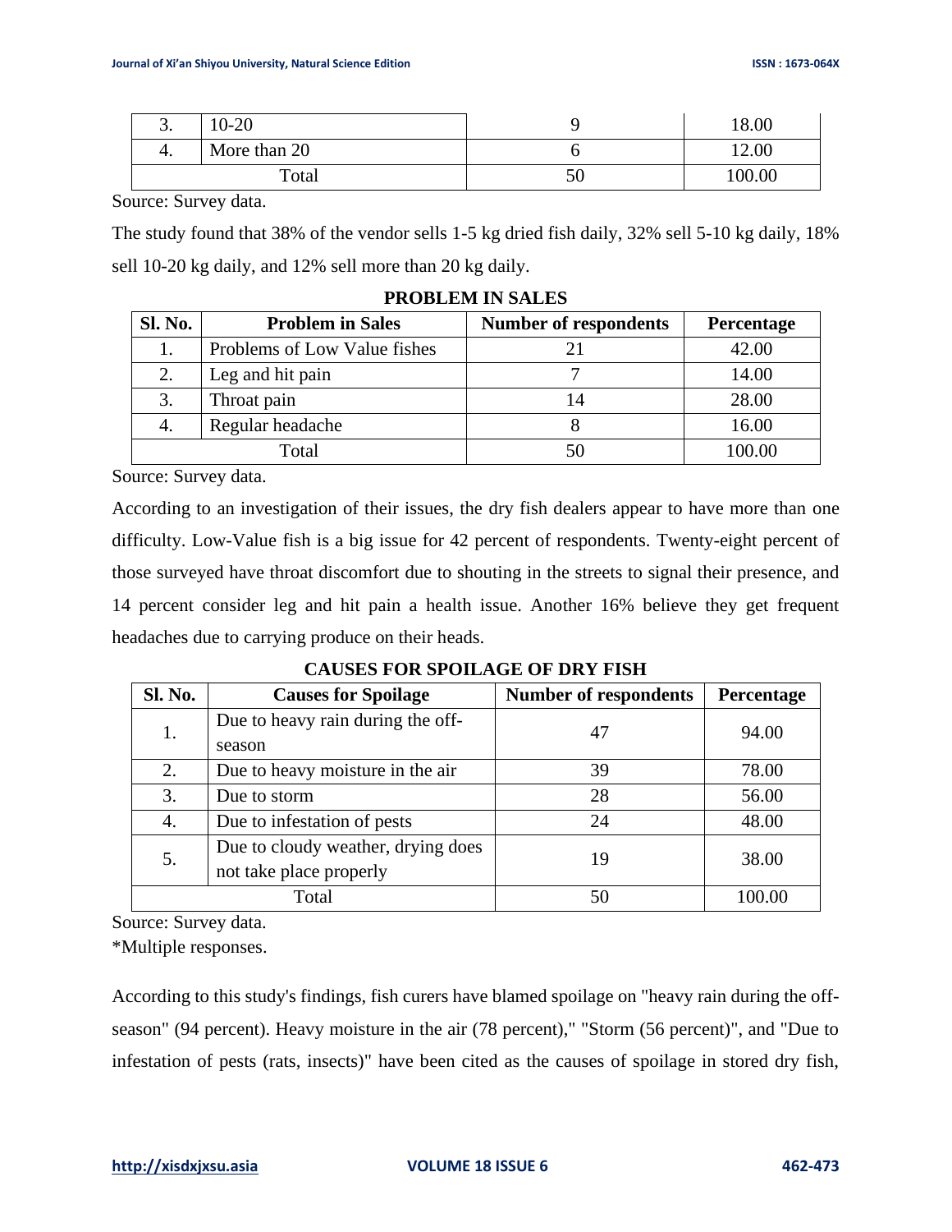| 3. | 10-20 | 9 | 18.00 |
|---|---|---|---|
| 4. | More than 20 | 6 | 12.00 |
| Total | | 50 | 100.00 |

Source: Survey data.

The study found that 38% of the vendor sells 1-5 kg dried fish daily, 32% sell 5-10 kg daily, 18% sell 10-20 kg daily, and 12% sell more than 20 kg daily.

**PROBLEM IN SALES**

| Sl. No. | Problem in Sales | Number of respondents | Percentage |
|---|---|---|---|
| 1. | Problems of Low Value fishes | 21 | 42.00 |
| 2. | Leg and hit pain | 7 | 14.00 |
| 3. | Throat pain | 14 | 28.00 |
| 4. | Regular headache | 8 | 16.00 |
| Total | | 50 | 100.00 |

Source: Survey data.

According to an investigation of their issues, the dry fish dealers appear to have more than one difficulty. Low-Value fish is a big issue for 42 percent of respondents. Twenty-eight percent of those surveyed have throat discomfort due to shouting in the streets to signal their presence, and 14 percent consider leg and hit pain a health issue. Another 16% believe they get frequent headaches due to carrying produce on their heads.

**CAUSES FOR SPOILAGE OF DRY FISH**

| Sl. No. | Causes for Spoilage | Number of respondents | Percentage |
|---|---|---|---|
| 1. | Due to heavy rain during the off-season | 47 | 94.00 |
| 2. | Due to heavy moisture in the air | 39 | 78.00 |
| 3. | Due to storm | 28 | 56.00 |
| 4. | Due to infestation of pests | 24 | 48.00 |
| 5. | Due to cloudy weather, drying does not take place properly | 19 | 38.00 |
| Total | | 50 | 100.00 |

Source: Survey data.

*Multiple responses.

According to this study's findings, fish curers have blamed spoilage on "heavy rain during the off-season" (94 percent). Heavy moisture in the air (78 percent)," "Storm (56 percent)", and "Due to infestation of pests (rats, insects)" have been cited as the causes of spoilage in stored dry fish,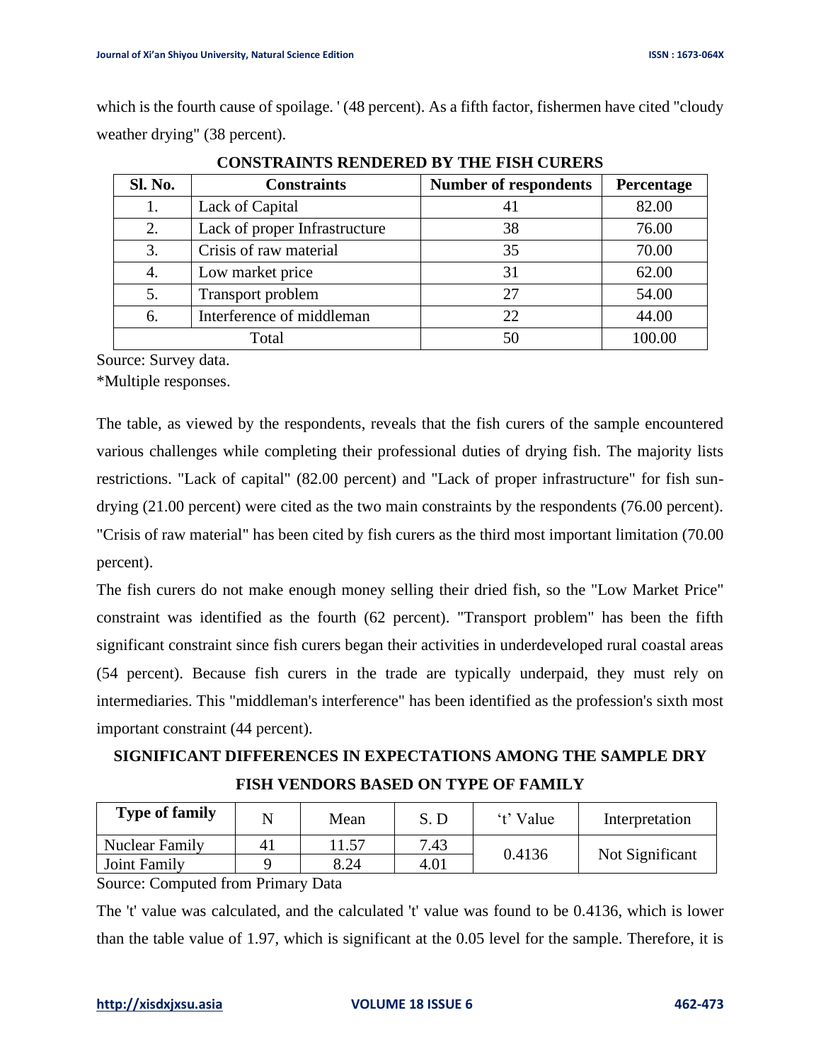which is the fourth cause of spoilage. ' (48 percent). As a fifth factor, fishermen have cited "cloudy weather drying" (38 percent).

**CONSTRAINTS RENDERED BY THE FISH CURERS**

| Sl. No. | Constraints | Number of respondents | Percentage |
|---|---|---|---|
| 1. | Lack of Capital | 41 | 82.00 |
| 2. | Lack of proper Infrastructure | 38 | 76.00 |
| 3. | Crisis of raw material | 35 | 70.00 |
| 4. | Low market price | 31 | 62.00 |
| 5. | Transport problem | 27 | 54.00 |
| 6. | Interference of middleman | 22 | 44.00 |
| Total | | 50 | 100.00 |

Source: Survey data.

*Multiple responses.

The table, as viewed by the respondents, reveals that the fish curers of the sample encountered various challenges while completing their professional duties of drying fish. The majority lists restrictions. "Lack of capital" (82.00 percent) and "Lack of proper infrastructure" for fish sun-drying (21.00 percent) were cited as the two main constraints by the respondents (76.00 percent). "Crisis of raw material" has been cited by fish curers as the third most important limitation (70.00 percent).

The fish curers do not make enough money selling their dried fish, so the "Low Market Price" constraint was identified as the fourth (62 percent). "Transport problem" has been the fifth significant constraint since fish curers began their activities in underdeveloped rural coastal areas (54 percent). Because fish curers in the trade are typically underpaid, they must rely on intermediaries. This "middleman's interference" has been identified as the profession's sixth most important constraint (44 percent).

**SIGNIFICANT DIFFERENCES IN EXPECTATIONS AMONG THE SAMPLE DRY FISH VENDORS BASED ON TYPE OF FAMILY**

| Type of family | N | Mean | S. D | 't' Value | Interpretation |
|---|---|---|---|---|---|
| Nuclear Family | 41 | 11.57 | 7.43 | 0.4136 | Not Significant |
| Joint Family | 9 | 8.24 | 4.01 | | |

Source: Computed from Primary Data

The 't' value was calculated, and the calculated 't' value was found to be 0.4136, which is lower than the table value of 1.97, which is significant at the 0.05 level for the sample. Therefore, it is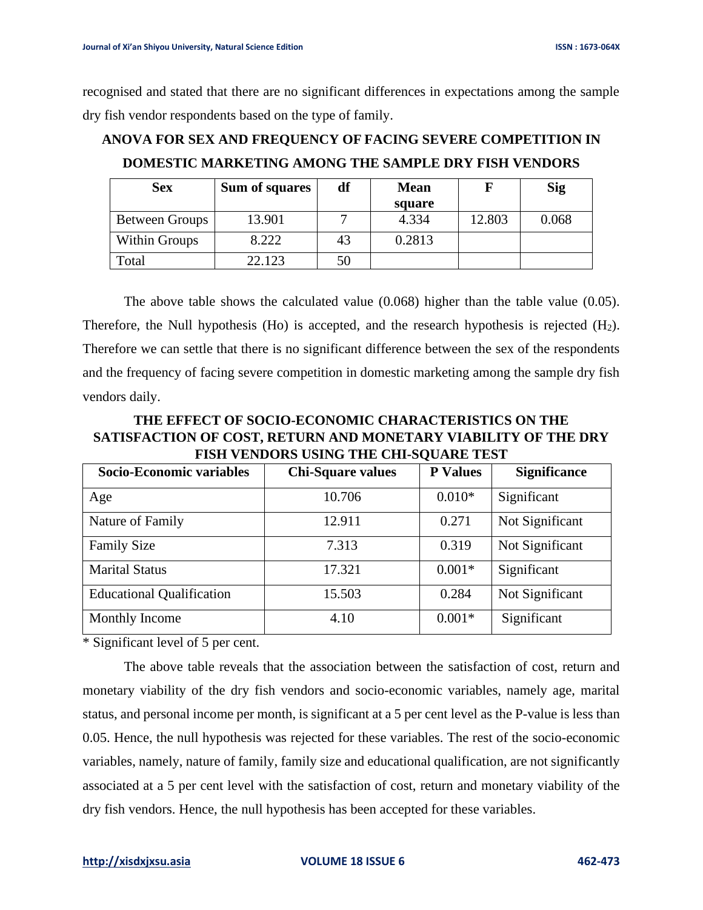recognised and stated that there are no significant differences in expectations among the sample dry fish vendor respondents based on the type of family.

## ANOVA FOR SEX AND FREQUENCY OF FACING SEVERE COMPETITION IN DOMESTIC MARKETING AMONG THE SAMPLE DRY FISH VENDORS

| Sex | Sum of squares | df | Mean square | F | Sig |
|---|---|---|---|---|---|
| Between Groups | 13.901 | 7 | 4.334 | 12.803 | 0.068 |
| Within Groups | 8.222 | 43 | 0.2813 | | |
| Total | 22.123 | 50 | | | |

The above table shows the calculated value (0.068) higher than the table value (0.05). Therefore, the Null hypothesis (Ho) is accepted, and the research hypothesis is rejected ($H_2$). Therefore we can settle that there is no significant difference between the sex of the respondents and the frequency of facing severe competition in domestic marketing among the sample dry fish vendors daily.

## THE EFFECT OF SOCIO-ECONOMIC CHARACTERISTICS ON THE SATISFACTION OF COST, RETURN AND MONETARY VIABILITY OF THE DRY FISH VENDORS USING THE CHI-SQUARE TEST

| Socio-Economic variables | Chi-Square values | P Values | Significance |
|---|---|---|---|
| Age | 10.706 | 0.010* | Significant |
| Nature of Family | 12.911 | 0.271 | Not Significant |
| Family Size | 7.313 | 0.319 | Not Significant |
| Marital Status | 17.321 | 0.001* | Significant |
| Educational Qualification | 15.503 | 0.284 | Not Significant |
| Monthly Income | 4.10 | 0.001* | Significant |

* Significant level of 5 per cent.

The above table reveals that the association between the satisfaction of cost, return and monetary viability of the dry fish vendors and socio-economic variables, namely age, marital status, and personal income per month, is significant at a 5 per cent level as the P-value is less than 0.05. Hence, the null hypothesis was rejected for these variables. The rest of the socio-economic variables, namely, nature of family, family size and educational qualification, are not significantly associated at a 5 per cent level with the satisfaction of cost, return and monetary viability of the dry fish vendors. Hence, the null hypothesis has been accepted for these variables.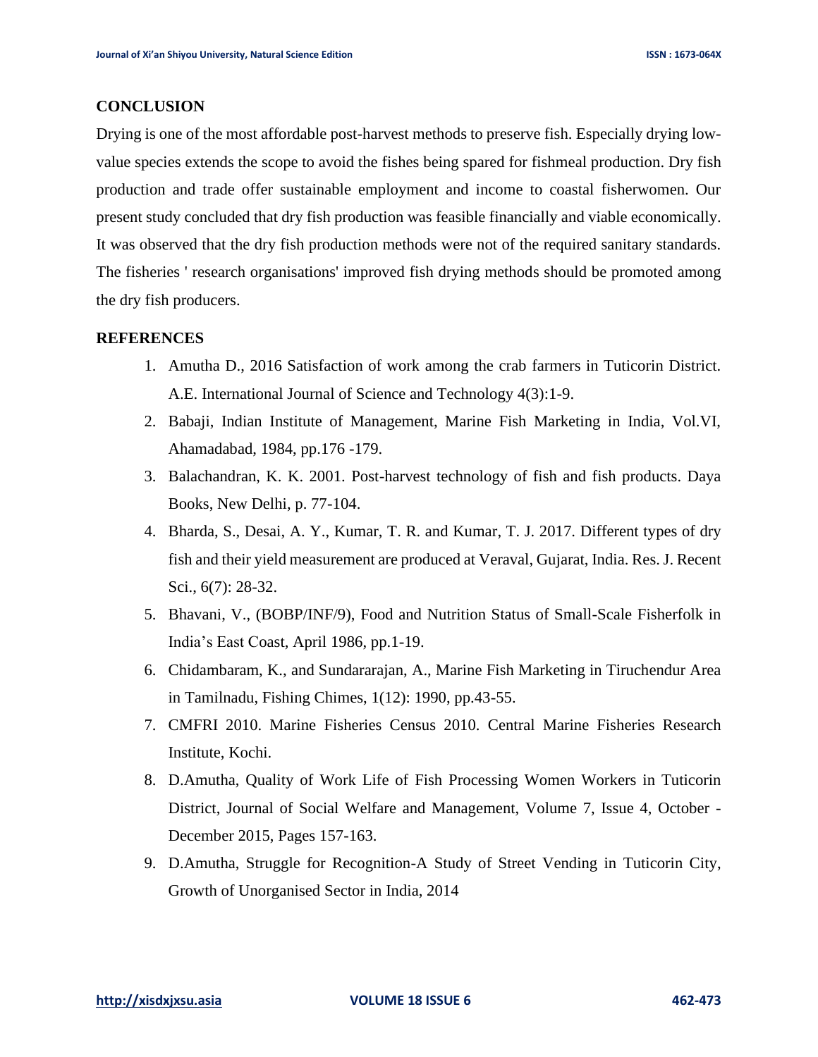## CONCLUSION

Drying is one of the most affordable post-harvest methods to preserve fish. Especially drying low-value species extends the scope to avoid the fishes being spared for fishmeal production. Dry fish production and trade offer sustainable employment and income to coastal fisherwomen. Our present study concluded that dry fish production was feasible financially and viable economically. It was observed that the dry fish production methods were not of the required sanitary standards. The fisheries ' research organisations' improved fish drying methods should be promoted among the dry fish producers.

## REFERENCES

1. Amutha D., 2016 Satisfaction of work among the crab farmers in Tuticorin District. A.E. International Journal of Science and Technology 4(3):1-9.
2. Babaji, Indian Institute of Management, Marine Fish Marketing in India, Vol.VI, Ahamadabad, 1984, pp.176 -179.
3. Balachandran, K. K. 2001. Post-harvest technology of fish and fish products. Daya Books, New Delhi, p. 77-104.
4. Bharda, S., Desai, A. Y., Kumar, T. R. and Kumar, T. J. 2017. Different types of dry fish and their yield measurement are produced at Veraval, Gujarat, India. Res. J. Recent Sci., 6(7): 28-32.
5. Bhavani, V., (BOBP/INF/9), Food and Nutrition Status of Small-Scale Fisherfolk in India's East Coast, April 1986, pp.1-19.
6. Chidambaram, K., and Sundararajan, A., Marine Fish Marketing in Tiruchendur Area in Tamilnadu, Fishing Chimes, 1(12): 1990, pp.43-55.
7. CMFRI 2010. Marine Fisheries Census 2010. Central Marine Fisheries Research Institute, Kochi.
8. D.Amutha, Quality of Work Life of Fish Processing Women Workers in Tuticorin District, Journal of Social Welfare and Management, Volume 7, Issue 4, October - December 2015, Pages 157-163.
9. D.Amutha, Struggle for Recognition-A Study of Street Vending in Tuticorin City, Growth of Unorganised Sector in India, 2014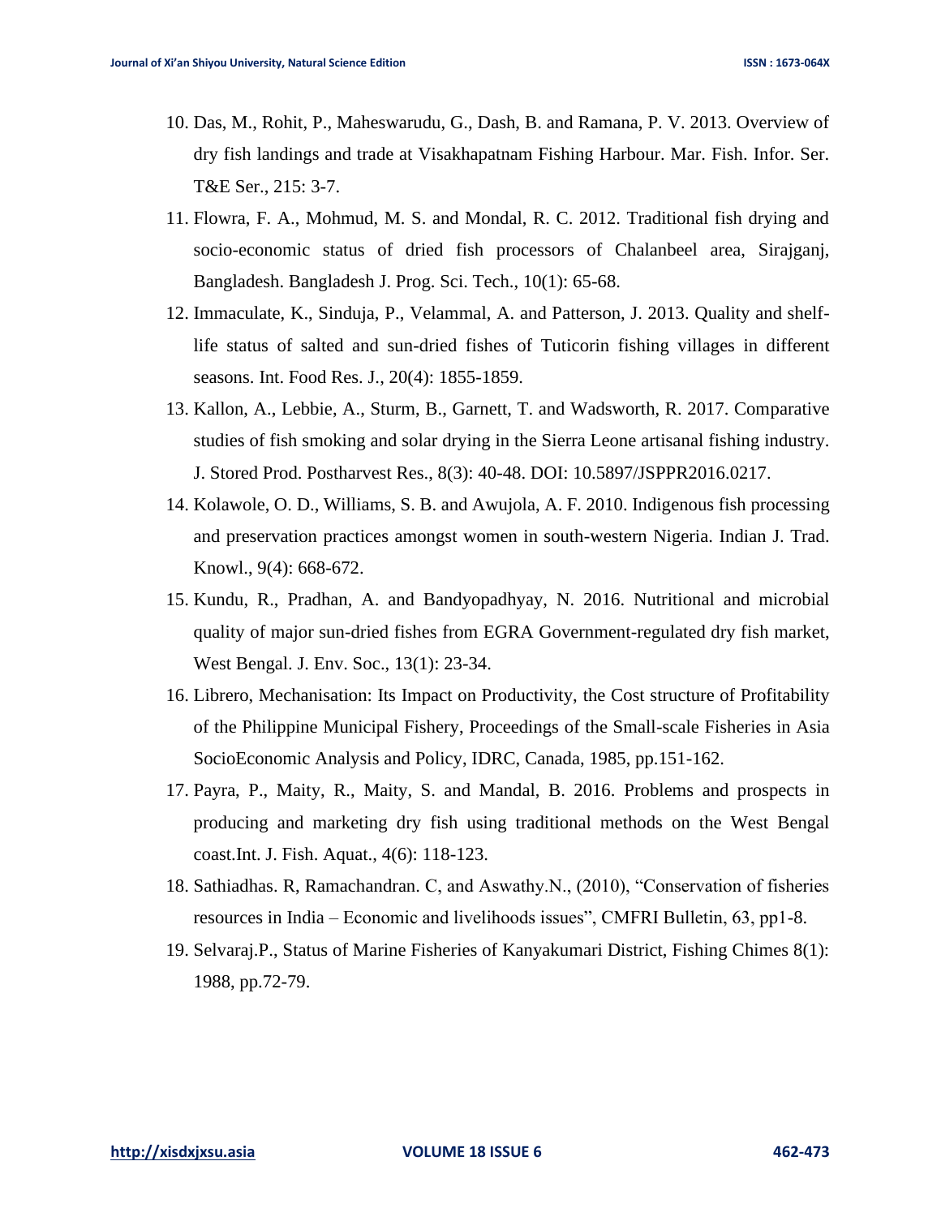10. Das, M., Rohit, P., Maheswarudu, G., Dash, B. and Ramana, P. V. 2013. Overview of dry fish landings and trade at Visakhapatnam Fishing Harbour. Mar. Fish. Infor. Ser. T&E Ser., 215: 3-7.
11. Flowra, F. A., Mohmud, M. S. and Mondal, R. C. 2012. Traditional fish drying and socio-economic status of dried fish processors of Chalanbeel area, Sirajganj, Bangladesh. Bangladesh J. Prog. Sci. Tech., 10(1): 65-68.
12. Immaculate, K., Sinduja, P., Velammal, A. and Patterson, J. 2013. Quality and shelf-life status of salted and sun-dried fishes of Tuticorin fishing villages in different seasons. Int. Food Res. J., 20(4): 1855-1859.
13. Kallon, A., Lebbie, A., Sturm, B., Garnett, T. and Wadsworth, R. 2017. Comparative studies of fish smoking and solar drying in the Sierra Leone artisanal fishing industry. J. Stored Prod. Postharvest Res., 8(3): 40-48. DOI: 10.5897/JSPPR2016.0217.
14. Kolawole, O. D., Williams, S. B. and Awujola, A. F. 2010. Indigenous fish processing and preservation practices amongst women in south-western Nigeria. Indian J. Trad. Knowl., 9(4): 668-672.
15. Kundu, R., Pradhan, A. and Bandyopadhyay, N. 2016. Nutritional and microbial quality of major sun-dried fishes from EGRA Government-regulated dry fish market, West Bengal. J. Env. Soc., 13(1): 23-34.
16. Librero, Mechanisation: Its Impact on Productivity, the Cost structure of Profitability of the Philippine Municipal Fishery, Proceedings of the Small-scale Fisheries in Asia SocioEconomic Analysis and Policy, IDRC, Canada, 1985, pp.151-162.
17. Payra, P., Maity, R., Maity, S. and Mandal, B. 2016. Problems and prospects in producing and marketing dry fish using traditional methods on the West Bengal coast.Int. J. Fish. Aquat., 4(6): 118-123.
18. Sathiadhas. R, Ramachandran. C, and Aswathy.N., (2010), "Conservation of fisheries resources in India – Economic and livelihoods issues", CMFRI Bulletin, 63, pp1-8.
19. Selvaraj.P., Status of Marine Fisheries of Kanyakumari District, Fishing Chimes 8(1): 1988, pp.72-79.